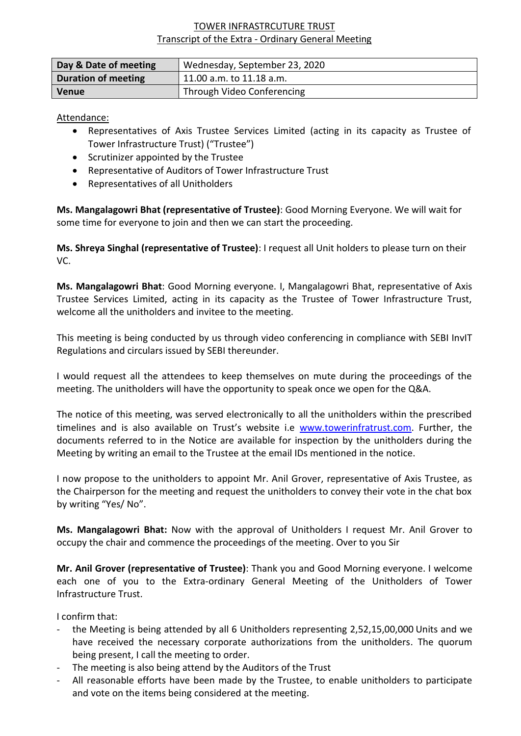# TOWER INFRASTRCUTURE TRUST

## Transcript of the Extra - Ordinary General Meeting

| Day & Date of meeting | Wednesday, September 23, 2020 |
|---|---|
| Duration of meeting | 11.00 a.m. to 11.18 a.m. |
| Venue | Through Video Conferencing |

Attendance:

- Representatives of Axis Trustee Services Limited (acting in its capacity as Trustee of Tower Infrastructure Trust) ("Trustee")
- Scrutinizer appointed by the Trustee
- Representative of Auditors of Tower Infrastructure Trust
- Representatives of all Unitholders

**Ms. Mangalagowri Bhat (representative of Trustee)**: Good Morning Everyone. We will wait for some time for everyone to join and then we can start the proceeding.

**Ms. Shreya Singhal (representative of Trustee)**: I request all Unit holders to please turn on their VC.

**Ms. Mangalagowri Bhat**: Good Morning everyone. I, Mangalagowri Bhat, representative of Axis Trustee Services Limited, acting in its capacity as the Trustee of Tower Infrastructure Trust, welcome all the unitholders and invitee to the meeting.

This meeting is being conducted by us through video conferencing in compliance with SEBI InvIT Regulations and circulars issued by SEBI thereunder.

I would request all the attendees to keep themselves on mute during the proceedings of the meeting. The unitholders will have the opportunity to speak once we open for the Q&A.

The notice of this meeting, was served electronically to all the unitholders within the prescribed timelines and is also available on Trust's website i.e www.towerinfratrust.com. Further, the documents referred to in the Notice are available for inspection by the unitholders during the Meeting by writing an email to the Trustee at the email IDs mentioned in the notice.

I now propose to the unitholders to appoint Mr. Anil Grover, representative of Axis Trustee, as the Chairperson for the meeting and request the unitholders to convey their vote in the chat box by writing "Yes/ No".

**Ms. Mangalagowri Bhat:** Now with the approval of Unitholders I request Mr. Anil Grover to occupy the chair and commence the proceedings of the meeting. Over to you Sir

**Mr. Anil Grover (representative of Trustee)**: Thank you and Good Morning everyone. I welcome each one of you to the Extra-ordinary General Meeting of the Unitholders of Tower Infrastructure Trust.

I confirm that:

- the Meeting is being attended by all 6 Unitholders representing 2,52,15,00,000 Units and we have received the necessary corporate authorizations from the unitholders. The quorum being present, I call the meeting to order.
- The meeting is also being attend by the Auditors of the Trust
- All reasonable efforts have been made by the Trustee, to enable unitholders to participate and vote on the items being considered at the meeting.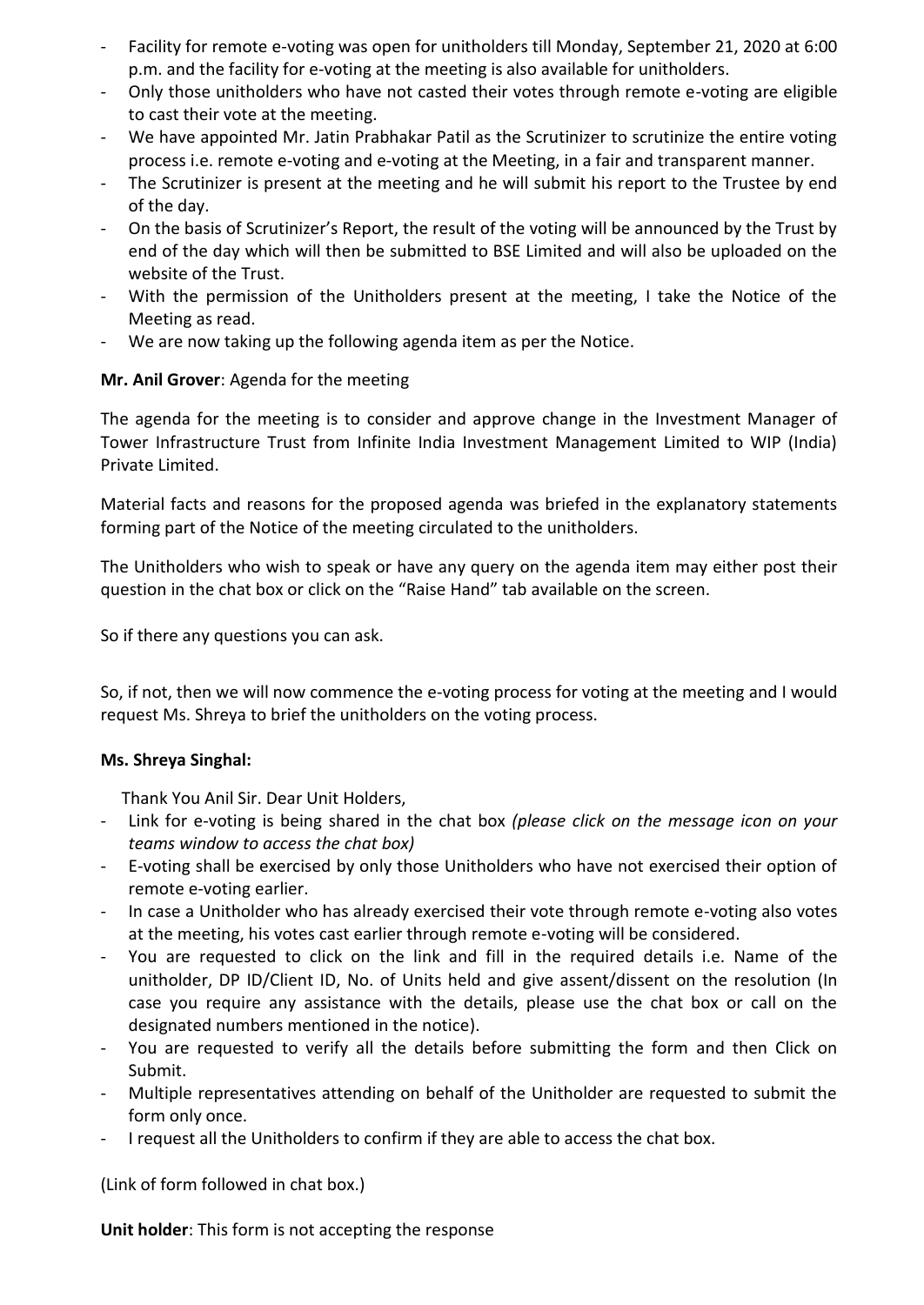- Facility for remote e-voting was open for unitholders till Monday, September 21, 2020 at 6:00 p.m. and the facility for e-voting at the meeting is also available for unitholders.
- Only those unitholders who have not casted their votes through remote e-voting are eligible to cast their vote at the meeting.
- We have appointed Mr. Jatin Prabhakar Patil as the Scrutinizer to scrutinize the entire voting process i.e. remote e-voting and e-voting at the Meeting, in a fair and transparent manner.
- The Scrutinizer is present at the meeting and he will submit his report to the Trustee by end of the day.
- On the basis of Scrutinizer's Report, the result of the voting will be announced by the Trust by end of the day which will then be submitted to BSE Limited and will also be uploaded on the website of the Trust.
- With the permission of the Unitholders present at the meeting, I take the Notice of the Meeting as read.
- We are now taking up the following agenda item as per the Notice.

**Mr. Anil Grover**: Agenda for the meeting

The agenda for the meeting is to consider and approve change in the Investment Manager of Tower Infrastructure Trust from Infinite India Investment Management Limited to WIP (India) Private Limited.

Material facts and reasons for the proposed agenda was briefed in the explanatory statements forming part of the Notice of the meeting circulated to the unitholders.

The Unitholders who wish to speak or have any query on the agenda item may either post their question in the chat box or click on the "Raise Hand" tab available on the screen.

So if there any questions you can ask.

So, if not, then we will now commence the e-voting process for voting at the meeting and I would request Ms. Shreya to brief the unitholders on the voting process.

**Ms. Shreya Singhal:**

Thank You Anil Sir. Dear Unit Holders,

- Link for e-voting is being shared in the chat box *(please click on the message icon on your teams window to access the chat box)*
- E-voting shall be exercised by only those Unitholders who have not exercised their option of remote e-voting earlier.
- In case a Unitholder who has already exercised their vote through remote e-voting also votes at the meeting, his votes cast earlier through remote e-voting will be considered.
- You are requested to click on the link and fill in the required details i.e. Name of the unitholder, DP ID/Client ID, No. of Units held and give assent/dissent on the resolution (In case you require any assistance with the details, please use the chat box or call on the designated numbers mentioned in the notice).
- You are requested to verify all the details before submitting the form and then Click on Submit.
- Multiple representatives attending on behalf of the Unitholder are requested to submit the form only once.
- I request all the Unitholders to confirm if they are able to access the chat box.

(Link of form followed in chat box.)

**Unit holder**: This form is not accepting the response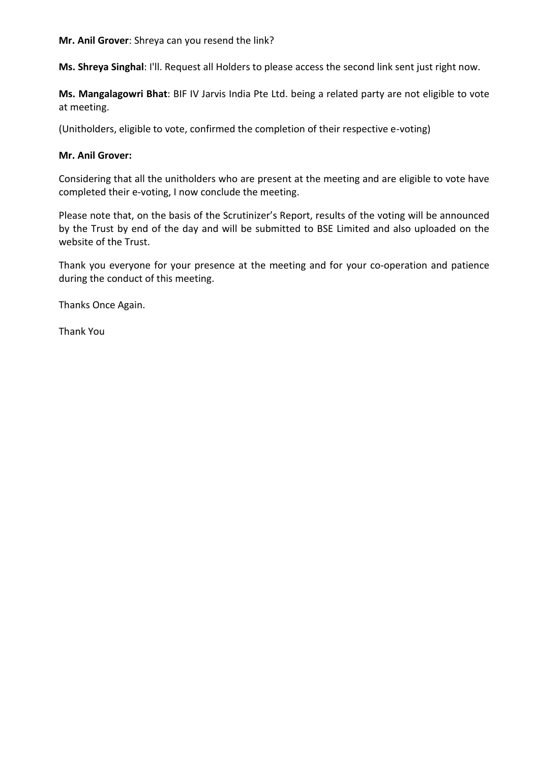**Mr. Anil Grover**: Shreya can you resend the link?

**Ms. Shreya Singhal**: I'll. Request all Holders to please access the second link sent just right now.

**Ms. Mangalagowri Bhat**: BIF IV Jarvis India Pte Ltd. being a related party are not eligible to vote at meeting.

(Unitholders, eligible to vote, confirmed the completion of their respective e-voting)

**Mr. Anil Grover:**

Considering that all the unitholders who are present at the meeting and are eligible to vote have completed their e-voting, I now conclude the meeting.

Please note that, on the basis of the Scrutinizer's Report, results of the voting will be announced by the Trust by end of the day and will be submitted to BSE Limited and also uploaded on the website of the Trust.

Thank you everyone for your presence at the meeting and for your co-operation and patience during the conduct of this meeting.

Thanks Once Again.

Thank You